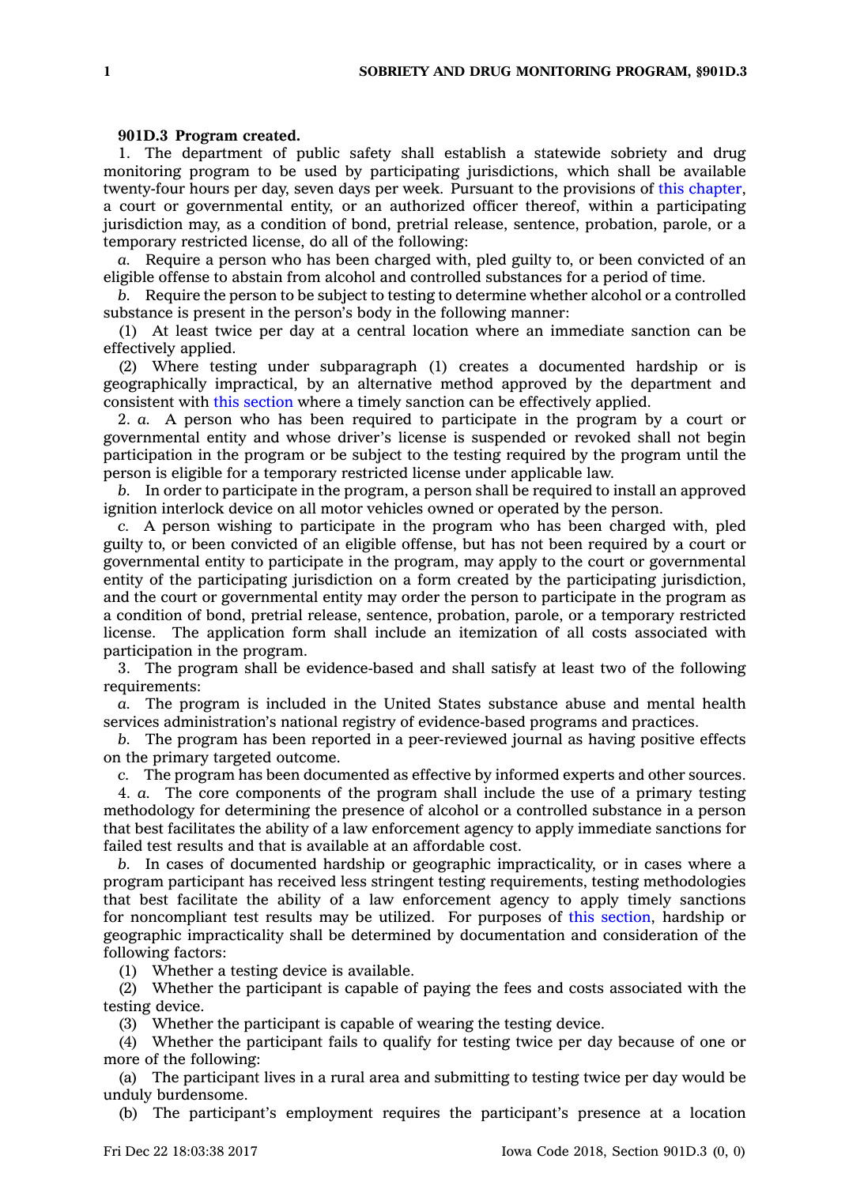**901D.3 Program created.**

1. The department of public safety shall establish a statewide sobriety and drug monitoring program to be used by participating jurisdictions, which shall be available twenty-four hours per day, seven days per week. Pursuant to the provisions of this chapter, a court or governmental entity, or an authorized officer thereof, within a participating jurisdiction may, as a condition of bond, pretrial release, sentence, probation, parole, or a temporary restricted license, do all of the following:

*a.* Require a person who has been charged with, pled guilty to, or been convicted of an eligible offense to abstain from alcohol and controlled substances for a period of time.

*b.* Require the person to be subject to testing to determine whether alcohol or a controlled substance is present in the person's body in the following manner:

(1) At least twice per day at a central location where an immediate sanction can be effectively applied.

(2) Where testing under subparagraph (1) creates a documented hardship or is geographically impractical, by an alternative method approved by the department and consistent with this section where a timely sanction can be effectively applied.

2. *a.* A person who has been required to participate in the program by a court or governmental entity and whose driver's license is suspended or revoked shall not begin participation in the program or be subject to the testing required by the program until the person is eligible for a temporary restricted license under applicable law.

*b.* In order to participate in the program, a person shall be required to install an approved ignition interlock device on all motor vehicles owned or operated by the person.

*c.* A person wishing to participate in the program who has been charged with, pled guilty to, or been convicted of an eligible offense, but has not been required by a court or governmental entity to participate in the program, may apply to the court or governmental entity of the participating jurisdiction on a form created by the participating jurisdiction, and the court or governmental entity may order the person to participate in the program as a condition of bond, pretrial release, sentence, probation, parole, or a temporary restricted license. The application form shall include an itemization of all costs associated with participation in the program.

3. The program shall be evidence-based and shall satisfy at least two of the following requirements:

*a.* The program is included in the United States substance abuse and mental health services administration's national registry of evidence-based programs and practices.

*b.* The program has been reported in a peer-reviewed journal as having positive effects on the primary targeted outcome.

*c.* The program has been documented as effective by informed experts and other sources.

4. *a.* The core components of the program shall include the use of a primary testing methodology for determining the presence of alcohol or a controlled substance in a person that best facilitates the ability of a law enforcement agency to apply immediate sanctions for failed test results and that is available at an affordable cost.

*b.* In cases of documented hardship or geographic impracticality, or in cases where a program participant has received less stringent testing requirements, testing methodologies that best facilitate the ability of a law enforcement agency to apply timely sanctions for noncompliant test results may be utilized. For purposes of this section, hardship or geographic impracticality shall be determined by documentation and consideration of the following factors:

(1) Whether a testing device is available.

(2) Whether the participant is capable of paying the fees and costs associated with the testing device.

(3) Whether the participant is capable of wearing the testing device.

(4) Whether the participant fails to qualify for testing twice per day because of one or more of the following:

(a) The participant lives in a rural area and submitting to testing twice per day would be unduly burdensome.

(b) The participant's employment requires the participant's presence at a location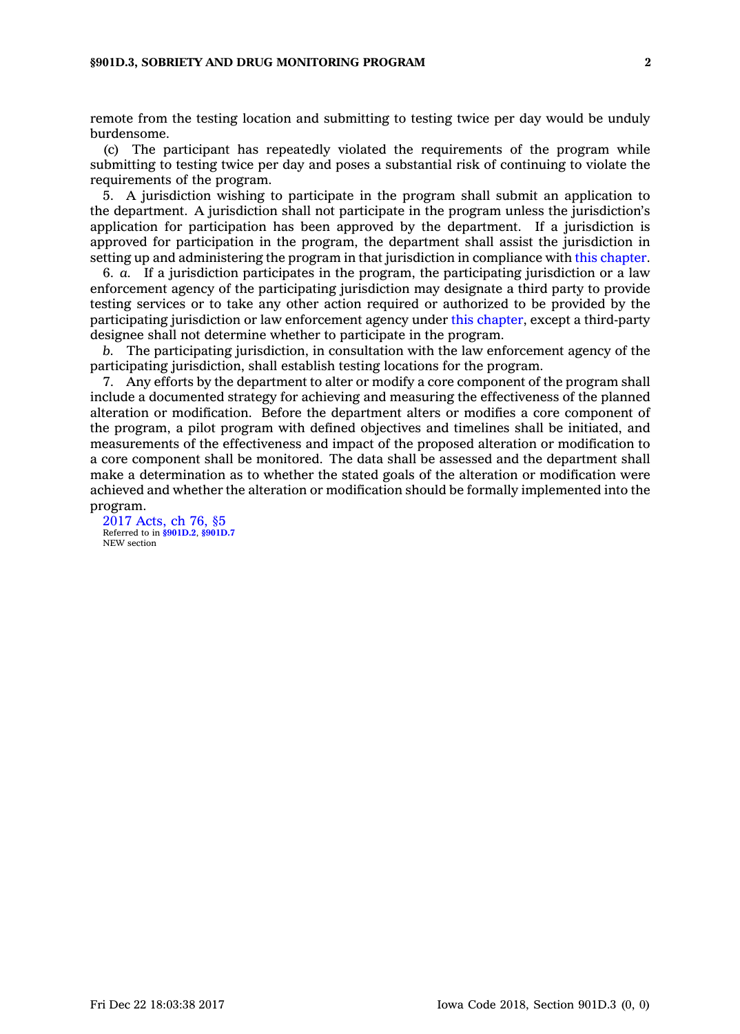remote from the testing location and submitting to testing twice per day would be unduly burdensome.

(c) The participant has repeatedly violated the requirements of the program while submitting to testing twice per day and poses a substantial risk of continuing to violate the requirements of the program.

5. A jurisdiction wishing to participate in the program shall submit an application to the department. A jurisdiction shall not participate in the program unless the jurisdiction's application for participation has been approved by the department. If a jurisdiction is approved for participation in the program, the department shall assist the jurisdiction in setting up and administering the program in that jurisdiction in compliance with this chapter.

6. *a.* If a jurisdiction participates in the program, the participating jurisdiction or a law enforcement agency of the participating jurisdiction may designate a third party to provide testing services or to take any other action required or authorized to be provided by the participating jurisdiction or law enforcement agency under this chapter, except a third-party designee shall not determine whether to participate in the program.

*b.* The participating jurisdiction, in consultation with the law enforcement agency of the participating jurisdiction, shall establish testing locations for the program.

7. Any efforts by the department to alter or modify a core component of the program shall include a documented strategy for achieving and measuring the effectiveness of the planned alteration or modification. Before the department alters or modifies a core component of the program, a pilot program with defined objectives and timelines shall be initiated, and measurements of the effectiveness and impact of the proposed alteration or modification to a core component shall be monitored. The data shall be assessed and the department shall make a determination as to whether the stated goals of the alteration or modification were achieved and whether the alteration or modification should be formally implemented into the program.

2017 Acts, ch 76, §5
Referred to in **§901D.2**, **§901D.7**
NEW section